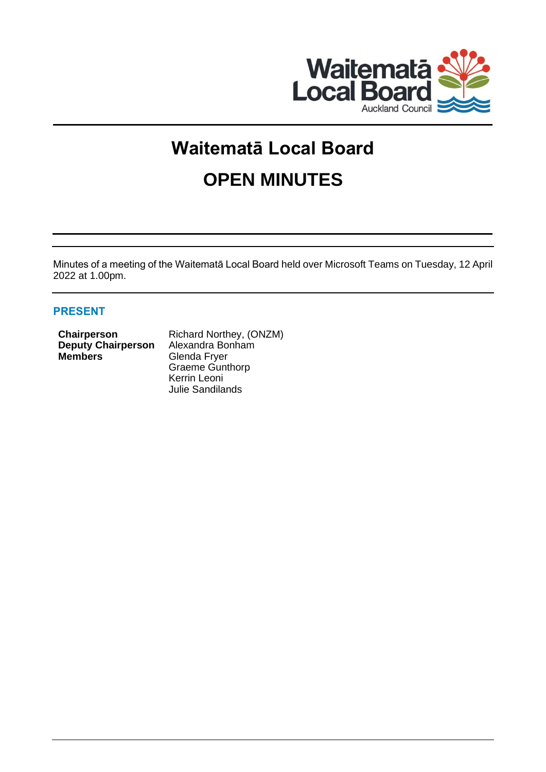# Waitematā Local Board

# OPEN MINUTES

Minutes of a meeting of the Waitematā Local Board held over Microsoft Teams on Tuesday, 12 April 2022 at 1.00pm.

## PRESENT

| | |
|---|---|
| **Chairperson** | Richard Northey, (ONZM) |
| **Deputy Chairperson** | Alexandra Bonham |
| **Members** | Glenda Fryer |
| | Graeme Gunthorp |
| | Kerrin Leoni |
| | Julie Sandilands |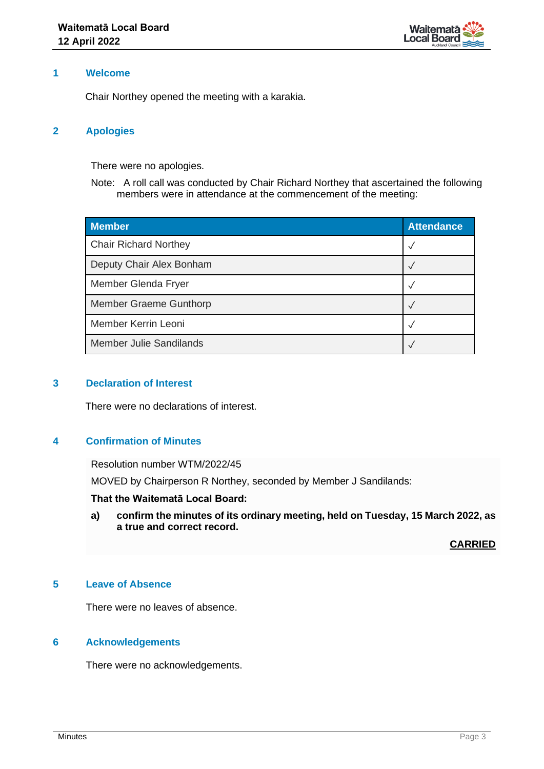## 1 Welcome

Chair Northey opened the meeting with a karakia.

## 2 Apologies

There were no apologies.

Note: A roll call was conducted by Chair Richard Northey that ascertained the following members were in attendance at the commencement of the meeting:

| Member | Attendance |
|---|---|
| Chair Richard Northey | ✓ |
| Deputy Chair Alex Bonham | ✓ |
| Member Glenda Fryer | ✓ |
| Member Graeme Gunthorp | ✓ |
| Member Kerrin Leoni | ✓ |
| Member Julie Sandilands | ✓ |

## 3 Declaration of Interest

There were no declarations of interest.

## 4 Confirmation of Minutes

Resolution number WTM/2022/45

MOVED by Chairperson R Northey, seconded by Member J Sandilands:

**That the Waitematā Local Board:**

**a) confirm the minutes of its ordinary meeting, held on Tuesday, 15 March 2022, as a true and correct record.**

**CARRIED**

## 5 Leave of Absence

There were no leaves of absence.

## 6 Acknowledgements

There were no acknowledgements.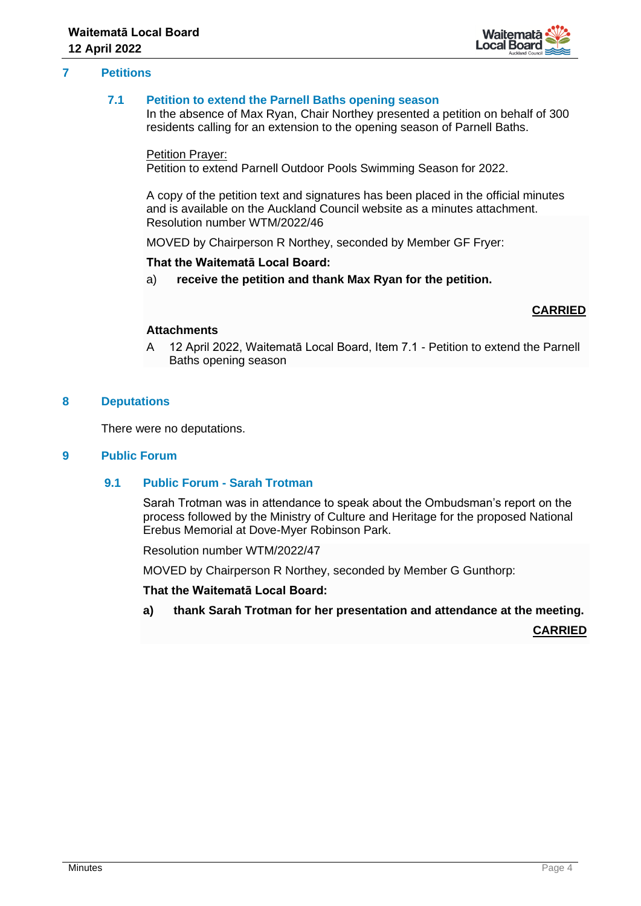## 7 Petitions

### 7.1 Petition to extend the Parnell Baths opening season

In the absence of Max Ryan, Chair Northey presented a petition on behalf of 300 residents calling for an extension to the opening season of Parnell Baths.

Petition Prayer:
Petition to extend Parnell Outdoor Pools Swimming Season for 2022.

A copy of the petition text and signatures has been placed in the official minutes and is available on the Auckland Council website as a minutes attachment.

Resolution number WTM/2022/46

MOVED by Chairperson R Northey, seconded by Member GF Fryer:

**That the Waitematā Local Board:**

a) **receive the petition and thank Max Ryan for the petition.**

**CARRIED**

**Attachments**

A 12 April 2022, Waitematā Local Board, Item 7.1 - Petition to extend the Parnell Baths opening season

## 8 Deputations

There were no deputations.

## 9 Public Forum

### 9.1 Public Forum - Sarah Trotman

Sarah Trotman was in attendance to speak about the Ombudsman's report on the process followed by the Ministry of Culture and Heritage for the proposed National Erebus Memorial at Dove-Myer Robinson Park.

Resolution number WTM/2022/47

MOVED by Chairperson R Northey, seconded by Member G Gunthorp:

**That the Waitematā Local Board:**

**a) thank Sarah Trotman for her presentation and attendance at the meeting.**

**CARRIED**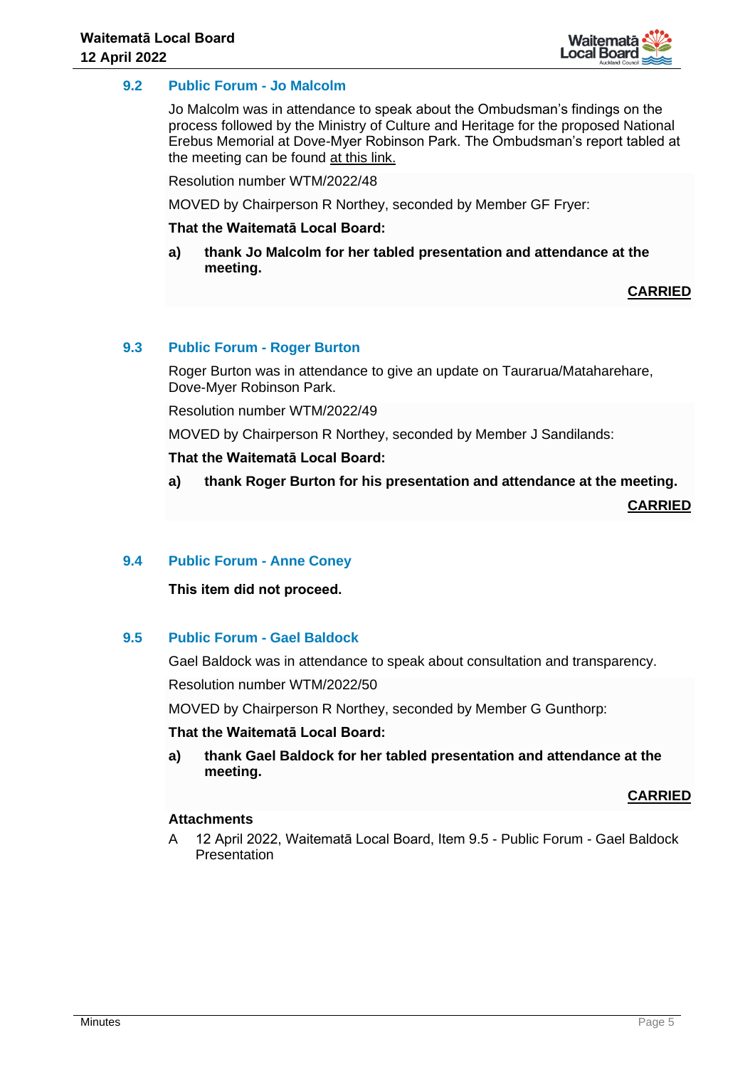### 9.2 Public Forum - Jo Malcolm

Jo Malcolm was in attendance to speak about the Ombudsman's findings on the process followed by the Ministry of Culture and Heritage for the proposed National Erebus Memorial at Dove-Myer Robinson Park. The Ombudsman's report tabled at the meeting can be found at this link.

Resolution number WTM/2022/48

MOVED by Chairperson R Northey, seconded by Member GF Fryer:

**That the Waitematā Local Board:**

**a) thank Jo Malcolm for her tabled presentation and attendance at the meeting.**

**CARRIED**

### 9.3 Public Forum - Roger Burton

Roger Burton was in attendance to give an update on Taurarua/Mataharehare, Dove-Myer Robinson Park.

Resolution number WTM/2022/49

MOVED by Chairperson R Northey, seconded by Member J Sandilands:

**That the Waitematā Local Board:**

**a) thank Roger Burton for his presentation and attendance at the meeting.**

**CARRIED**

### 9.4 Public Forum - Anne Coney

**This item did not proceed.**

### 9.5 Public Forum - Gael Baldock

Gael Baldock was in attendance to speak about consultation and transparency.

Resolution number WTM/2022/50

MOVED by Chairperson R Northey, seconded by Member G Gunthorp:

**That the Waitematā Local Board:**

**a) thank Gael Baldock for her tabled presentation and attendance at the meeting.**

**CARRIED**

**Attachments**

A 12 April 2022, Waitematā Local Board, Item 9.5 - Public Forum - Gael Baldock Presentation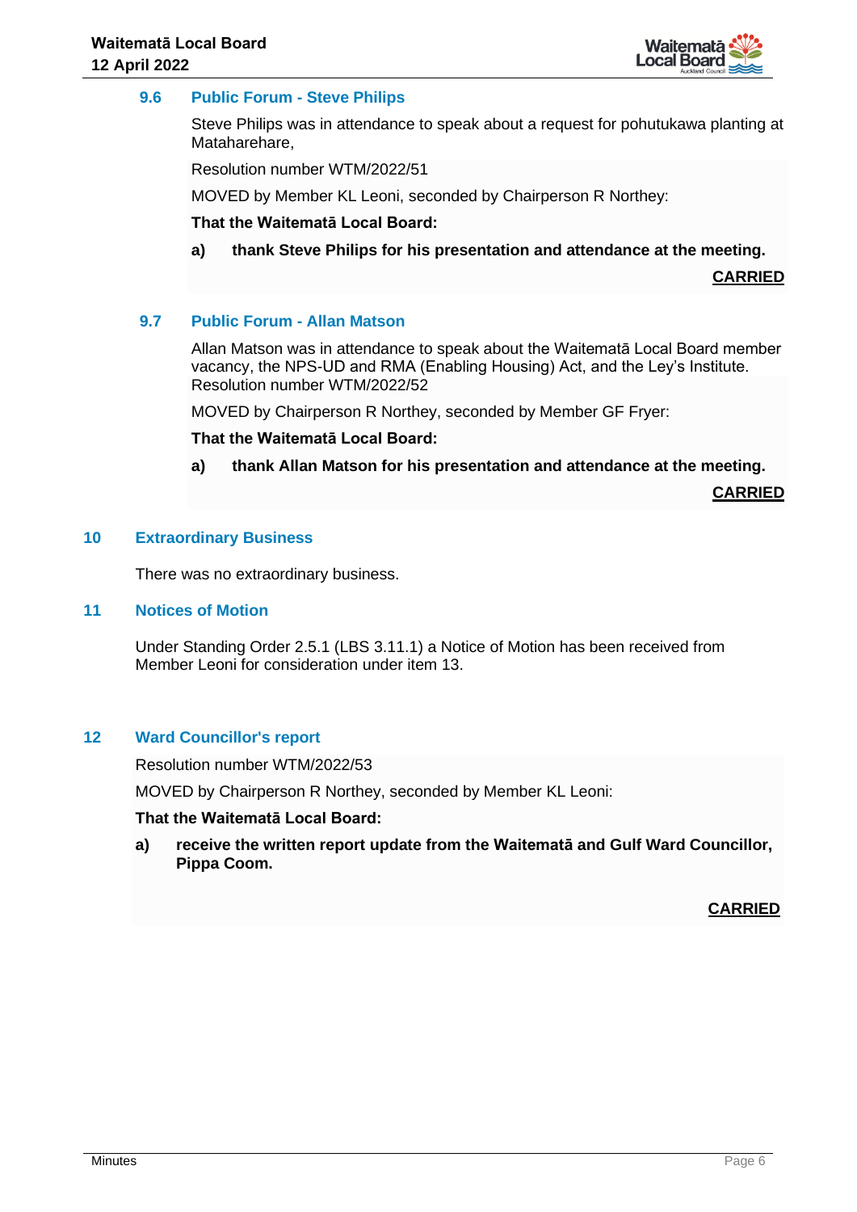### 9.6 Public Forum - Steve Philips

Steve Philips was in attendance to speak about a request for pohutukawa planting at Mataharehare,

Resolution number WTM/2022/51

MOVED by Member KL Leoni, seconded by Chairperson R Northey:

**That the Waitematā Local Board:**

**a) thank Steve Philips for his presentation and attendance at the meeting.**

**CARRIED**

### 9.7 Public Forum - Allan Matson

Allan Matson was in attendance to speak about the Waitematā Local Board member vacancy, the NPS-UD and RMA (Enabling Housing) Act, and the Ley's Institute.
Resolution number WTM/2022/52

MOVED by Chairperson R Northey, seconded by Member GF Fryer:

**That the Waitematā Local Board:**

**a) thank Allan Matson for his presentation and attendance at the meeting.**

**CARRIED**

## 10 Extraordinary Business

There was no extraordinary business.

## 11 Notices of Motion

Under Standing Order 2.5.1 (LBS 3.11.1) a Notice of Motion has been received from Member Leoni for consideration under item 13.

## 12 Ward Councillor's report

Resolution number WTM/2022/53

MOVED by Chairperson R Northey, seconded by Member KL Leoni:

**That the Waitematā Local Board:**

**a) receive the written report update from the Waitematā and Gulf Ward Councillor, Pippa Coom.**

**CARRIED**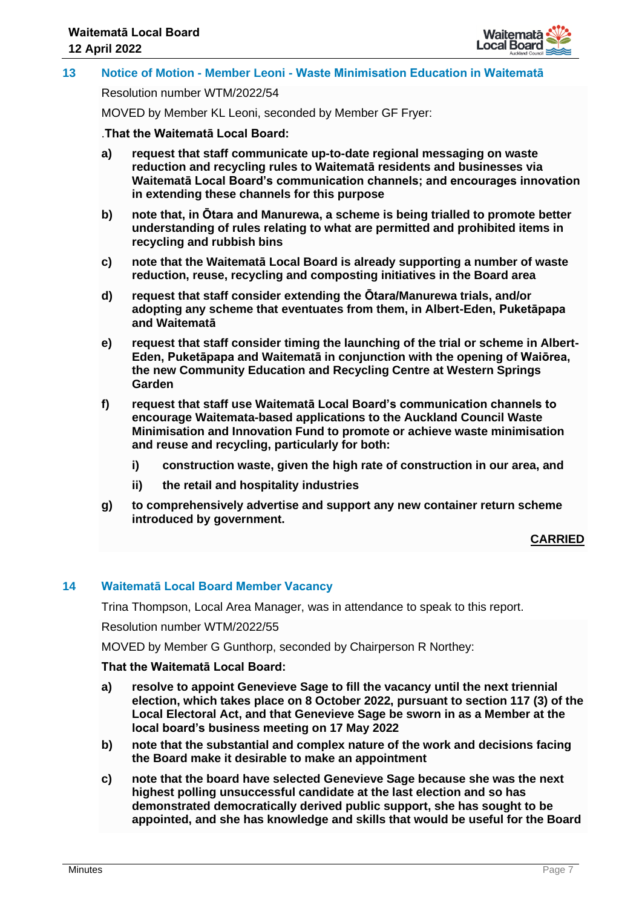## 13 Notice of Motion - Member Leoni - Waste Minimisation Education in Waitematā

Resolution number WTM/2022/54

MOVED by Member KL Leoni, seconded by Member GF Fryer:

.**That the Waitematā Local Board:**

a) **request that staff communicate up-to-date regional messaging on waste reduction and recycling rules to Waitematā residents and businesses via Waitematā Local Board's communication channels; and encourages innovation in extending these channels for this purpose**

b) **note that, in Ōtara and Manurewa, a scheme is being trialled to promote better understanding of rules relating to what are permitted and prohibited items in recycling and rubbish bins**

c) **note that the Waitematā Local Board is already supporting a number of waste reduction, reuse, recycling and composting initiatives in the Board area**

d) **request that staff consider extending the Ōtara/Manurewa trials, and/or adopting any scheme that eventuates from them, in Albert-Eden, Puketāpapa and Waitematā**

e) **request that staff consider timing the launching of the trial or scheme in Albert-Eden, Puketāpapa and Waitematā in conjunction with the opening of Waiōrea, the new Community Education and Recycling Centre at Western Springs Garden**

f) **request that staff use Waitematā Local Board's communication channels to encourage Waitemata-based applications to the Auckland Council Waste Minimisation and Innovation Fund to promote or achieve waste minimisation and reuse and recycling, particularly for both:**

   i) **construction waste, given the high rate of construction in our area, and**

   ii) **the retail and hospitality industries**

g) **to comprehensively advertise and support any new container return scheme introduced by government.**

<u>**CARRIED**</u>

## 14 Waitematā Local Board Member Vacancy

Trina Thompson, Local Area Manager, was in attendance to speak to this report.

Resolution number WTM/2022/55

MOVED by Member G Gunthorp, seconded by Chairperson R Northey:

**That the Waitematā Local Board:**

a) **resolve to appoint Genevieve Sage to fill the vacancy until the next triennial election, which takes place on 8 October 2022, pursuant to section 117 (3) of the Local Electoral Act, and that Genevieve Sage be sworn in as a Member at the local board's business meeting on 17 May 2022**

b) **note that the substantial and complex nature of the work and decisions facing the Board make it desirable to make an appointment**

c) **note that the board have selected Genevieve Sage because she was the next highest polling unsuccessful candidate at the last election and so has demonstrated democratically derived public support, she has sought to be appointed, and she has knowledge and skills that would be useful for the Board**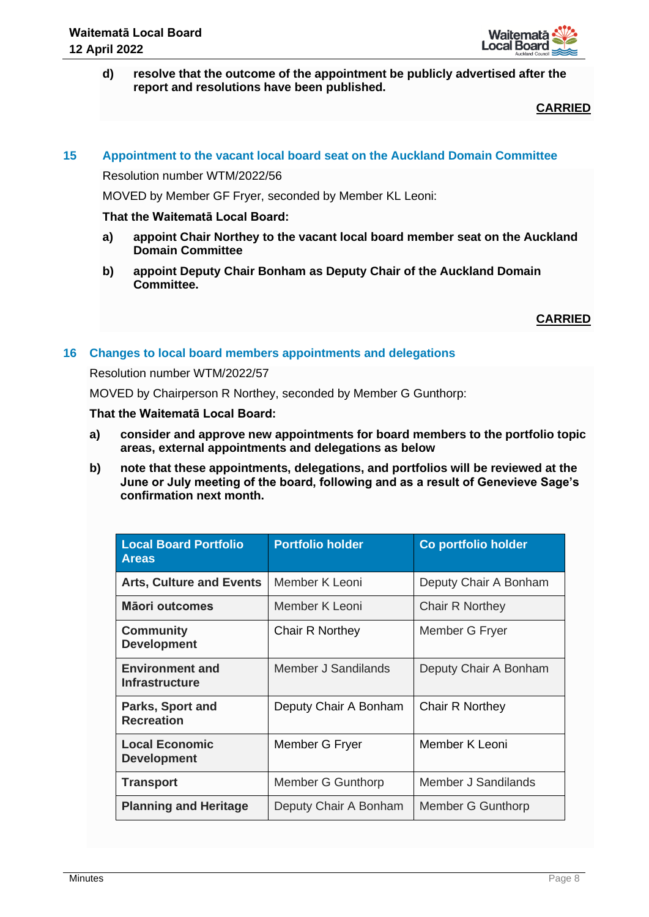d) **resolve that the outcome of the appointment be publicly advertised after the report and resolutions have been published.**

**CARRIED**

## 15 Appointment to the vacant local board seat on the Auckland Domain Committee

Resolution number WTM/2022/56

MOVED by Member GF Fryer, seconded by Member KL Leoni:

**That the Waitematā Local Board:**

a) **appoint Chair Northey to the vacant local board member seat on the Auckland Domain Committee**

b) **appoint Deputy Chair Bonham as Deputy Chair of the Auckland Domain Committee.**

**CARRIED**

## 16 Changes to local board members appointments and delegations

Resolution number WTM/2022/57

MOVED by Chairperson R Northey, seconded by Member G Gunthorp:

**That the Waitematā Local Board:**

a) **consider and approve new appointments for board members to the portfolio topic areas, external appointments and delegations as below**

b) **note that these appointments, delegations, and portfolios will be reviewed at the June or July meeting of the board, following and as a result of Genevieve Sage's confirmation next month.**

| Local Board Portfolio Areas | Portfolio holder | Co portfolio holder |
|---|---|---|
| **Arts, Culture and Events** | Member K Leoni | Deputy Chair A Bonham |
| **Māori outcomes** | Member K Leoni | Chair R Northey |
| **Community Development** | Chair R Northey | Member G Fryer |
| **Environment and Infrastructure** | Member J Sandilands | Deputy Chair A Bonham |
| **Parks, Sport and Recreation** | Deputy Chair A Bonham | Chair R Northey |
| **Local Economic Development** | Member G Fryer | Member K Leoni |
| **Transport** | Member G Gunthorp | Member J Sandilands |
| **Planning and Heritage** | Deputy Chair A Bonham | Member G Gunthorp |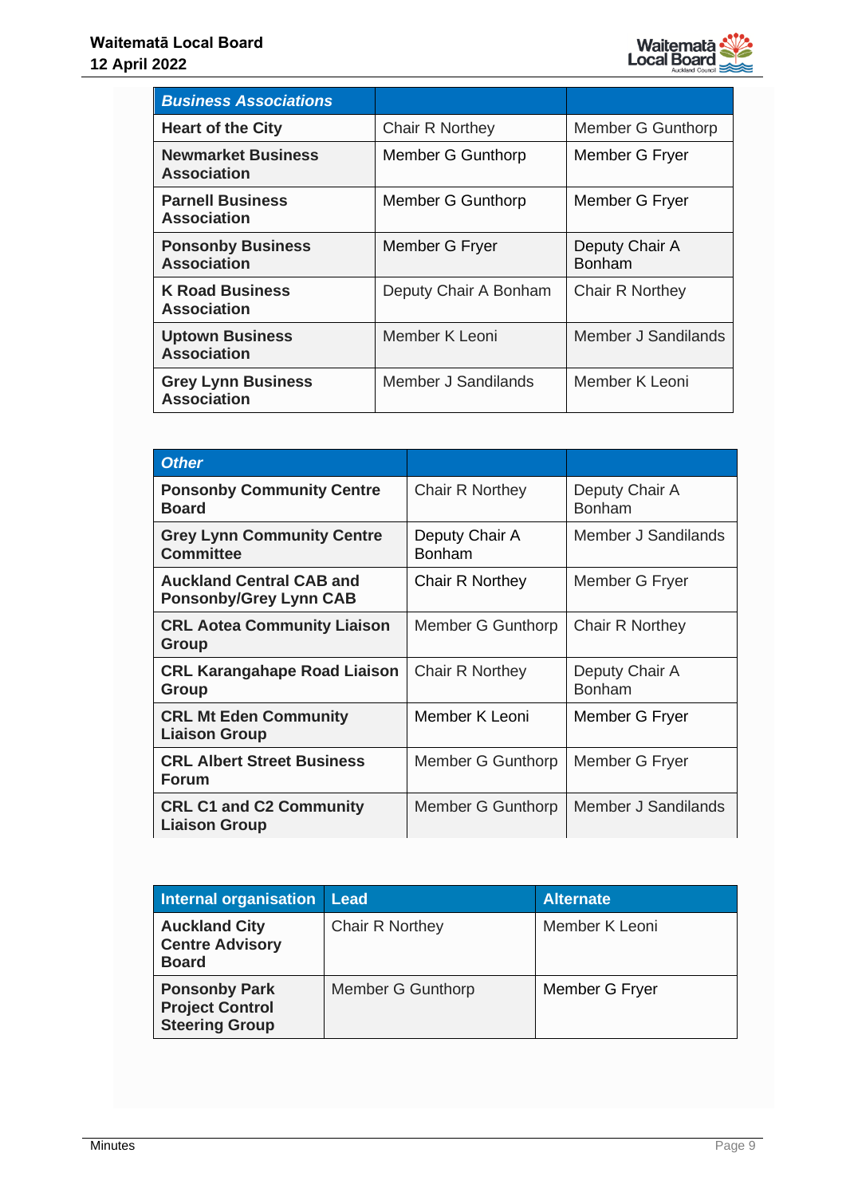| *Business Associations* | | |
|---|---|---|
| **Heart of the City** | Chair R Northey | Member G Gunthorp |
| **Newmarket Business Association** | Member G Gunthorp | Member G Fryer |
| **Parnell Business Association** | Member G Gunthorp | Member G Fryer |
| **Ponsonby Business Association** | Member G Fryer | Deputy Chair A Bonham |
| **K Road Business Association** | Deputy Chair A Bonham | Chair R Northey |
| **Uptown Business Association** | Member K Leoni | Member J Sandilands |
| **Grey Lynn Business Association** | Member J Sandilands | Member K Leoni |

| *Other* | | |
|---|---|---|
| **Ponsonby Community Centre Board** | Chair R Northey | Deputy Chair A Bonham |
| **Grey Lynn Community Centre Committee** | Deputy Chair A Bonham | Member J Sandilands |
| **Auckland Central CAB and Ponsonby/Grey Lynn CAB** | Chair R Northey | Member G Fryer |
| **CRL Aotea Community Liaison Group** | Member G Gunthorp | Chair R Northey |
| **CRL Karangahape Road Liaison Group** | Chair R Northey | Deputy Chair A Bonham |
| **CRL Mt Eden Community Liaison Group** | Member K Leoni | Member G Fryer |
| **CRL Albert Street Business Forum** | Member G Gunthorp | Member G Fryer |
| **CRL C1 and C2 Community Liaison Group** | Member G Gunthorp | Member J Sandilands |

| Internal organisation | Lead | Alternate |
|---|---|---|
| **Auckland City Centre Advisory Board** | Chair R Northey | Member K Leoni |
| **Ponsonby Park Project Control Steering Group** | Member G Gunthorp | Member G Fryer |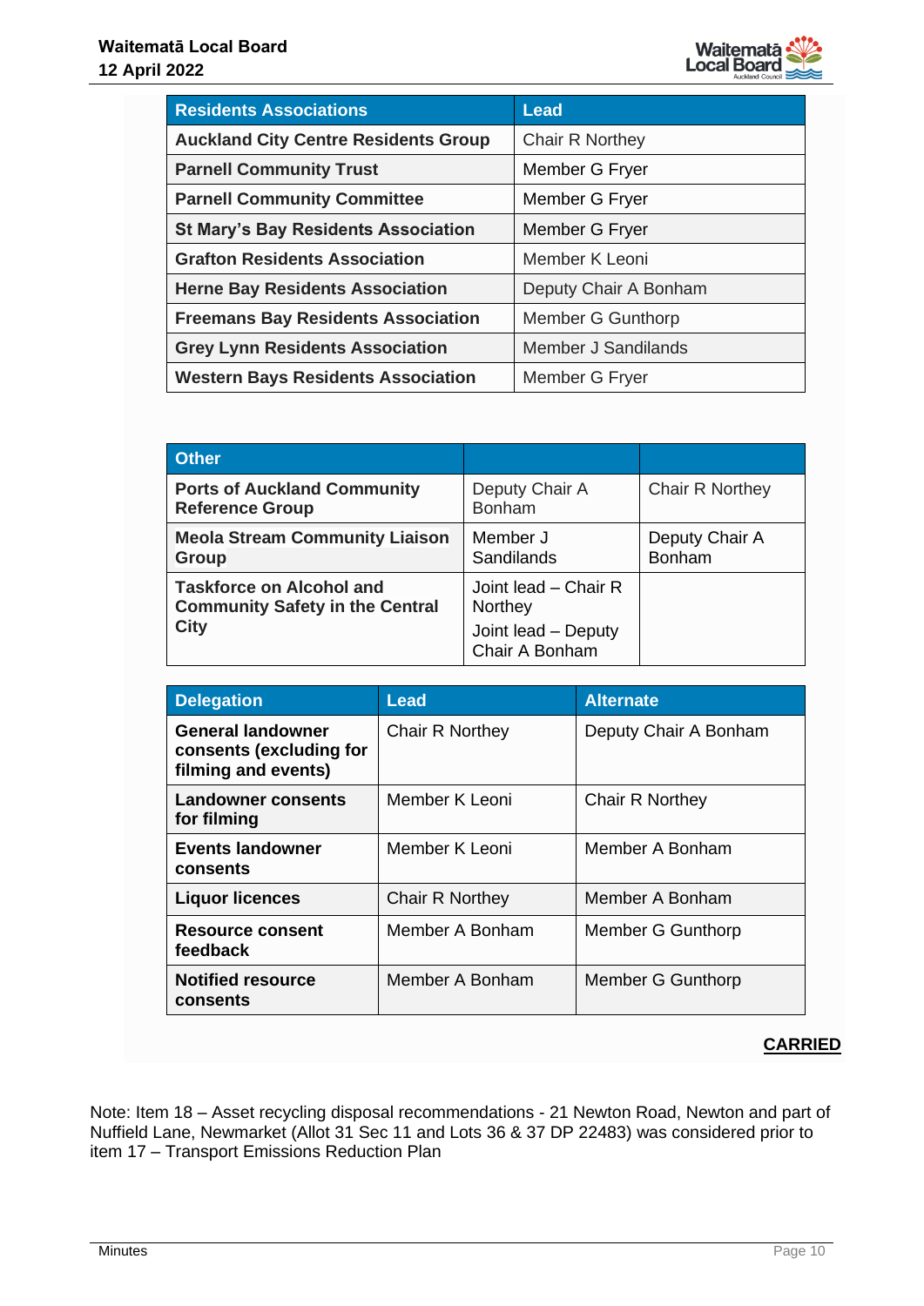| Residents Associations | Lead |
|---|---|
| **Auckland City Centre Residents Group** | Chair R Northey |
| **Parnell Community Trust** | Member G Fryer |
| **Parnell Community Committee** | Member G Fryer |
| **St Mary's Bay Residents Association** | Member G Fryer |
| **Grafton Residents Association** | Member K Leoni |
| **Herne Bay Residents Association** | Deputy Chair A Bonham |
| **Freemans Bay Residents Association** | Member G Gunthorp |
| **Grey Lynn Residents Association** | Member J Sandilands |
| **Western Bays Residents Association** | Member G Fryer |

| Other | | |
|---|---|---|
| **Ports of Auckland Community Reference Group** | Deputy Chair A Bonham | Chair R Northey |
| **Meola Stream Community Liaison Group** | Member J Sandilands | Deputy Chair A Bonham |
| **Taskforce on Alcohol and Community Safety in the Central City** | Joint lead – Chair R Northey<br>Joint lead – Deputy Chair A Bonham | |

| Delegation | Lead | Alternate |
|---|---|---|
| **General landowner consents (excluding for filming and events)** | Chair R Northey | Deputy Chair A Bonham |
| **Landowner consents for filming** | Member K Leoni | Chair R Northey |
| **Events landowner consents** | Member K Leoni | Member A Bonham |
| **Liquor licences** | Chair R Northey | Member A Bonham |
| **Resource consent feedback** | Member A Bonham | Member G Gunthorp |
| **Notified resource consents** | Member A Bonham | Member G Gunthorp |

**CARRIED**

Note: Item 18 – Asset recycling disposal recommendations - 21 Newton Road, Newton and part of Nuffield Lane, Newmarket (Allot 31 Sec 11 and Lots 36 & 37 DP 22483) was considered prior to item 17 – Transport Emissions Reduction Plan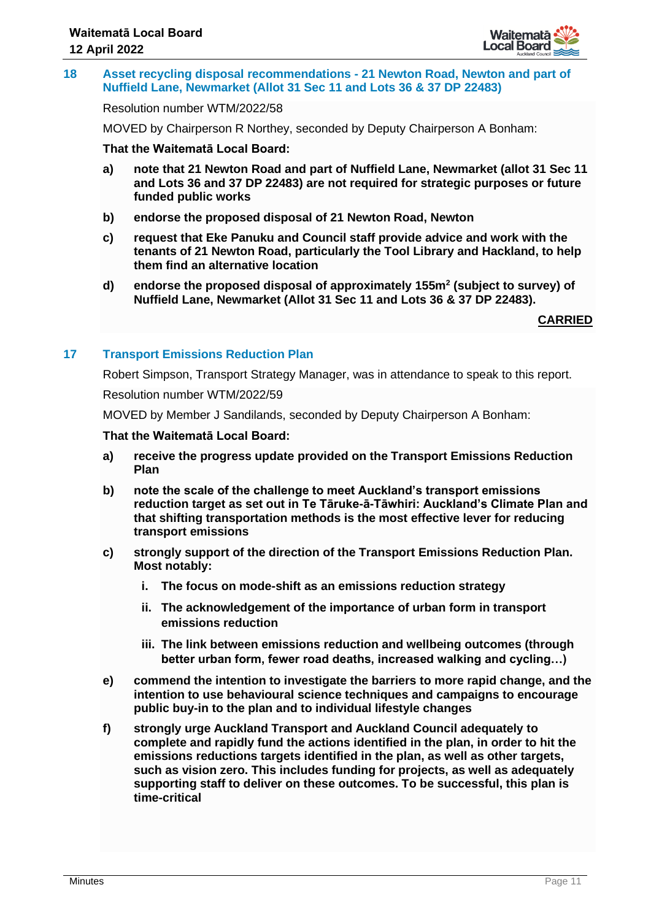## 18 Asset recycling disposal recommendations - 21 Newton Road, Newton and part of Nuffield Lane, Newmarket (Allot 31 Sec 11 and Lots 36 & 37 DP 22483)

Resolution number WTM/2022/58

MOVED by Chairperson R Northey, seconded by Deputy Chairperson A Bonham:

**That the Waitematā Local Board:**

**a) note that 21 Newton Road and part of Nuffield Lane, Newmarket (allot 31 Sec 11 and Lots 36 and 37 DP 22483) are not required for strategic purposes or future funded public works**

**b) endorse the proposed disposal of 21 Newton Road, Newton**

**c) request that Eke Panuku and Council staff provide advice and work with the tenants of 21 Newton Road, particularly the Tool Library and Hackland, to help them find an alternative location**

**d) endorse the proposed disposal of approximately 155m$^2$ (subject to survey) of Nuffield Lane, Newmarket (Allot 31 Sec 11 and Lots 36 & 37 DP 22483).**

**CARRIED**

## 17 Transport Emissions Reduction Plan

Robert Simpson, Transport Strategy Manager, was in attendance to speak to this report.

Resolution number WTM/2022/59

MOVED by Member J Sandilands, seconded by Deputy Chairperson A Bonham:

**That the Waitematā Local Board:**

**a) receive the progress update provided on the Transport Emissions Reduction Plan**

**b) note the scale of the challenge to meet Auckland's transport emissions reduction target as set out in Te Tāruke-ā-Tāwhiri: Auckland's Climate Plan and that shifting transportation methods is the most effective lever for reducing transport emissions**

**c) strongly support of the direction of the Transport Emissions Reduction Plan. Most notably:**

- **i. The focus on mode-shift as an emissions reduction strategy**
- **ii. The acknowledgement of the importance of urban form in transport emissions reduction**
- **iii. The link between emissions reduction and wellbeing outcomes (through better urban form, fewer road deaths, increased walking and cycling…)**

**e) commend the intention to investigate the barriers to more rapid change, and the intention to use behavioural science techniques and campaigns to encourage public buy-in to the plan and to individual lifestyle changes**

**f) strongly urge Auckland Transport and Auckland Council adequately to complete and rapidly fund the actions identified in the plan, in order to hit the emissions reductions targets identified in the plan, as well as other targets, such as vision zero. This includes funding for projects, as well as adequately supporting staff to deliver on these outcomes. To be successful, this plan is time-critical**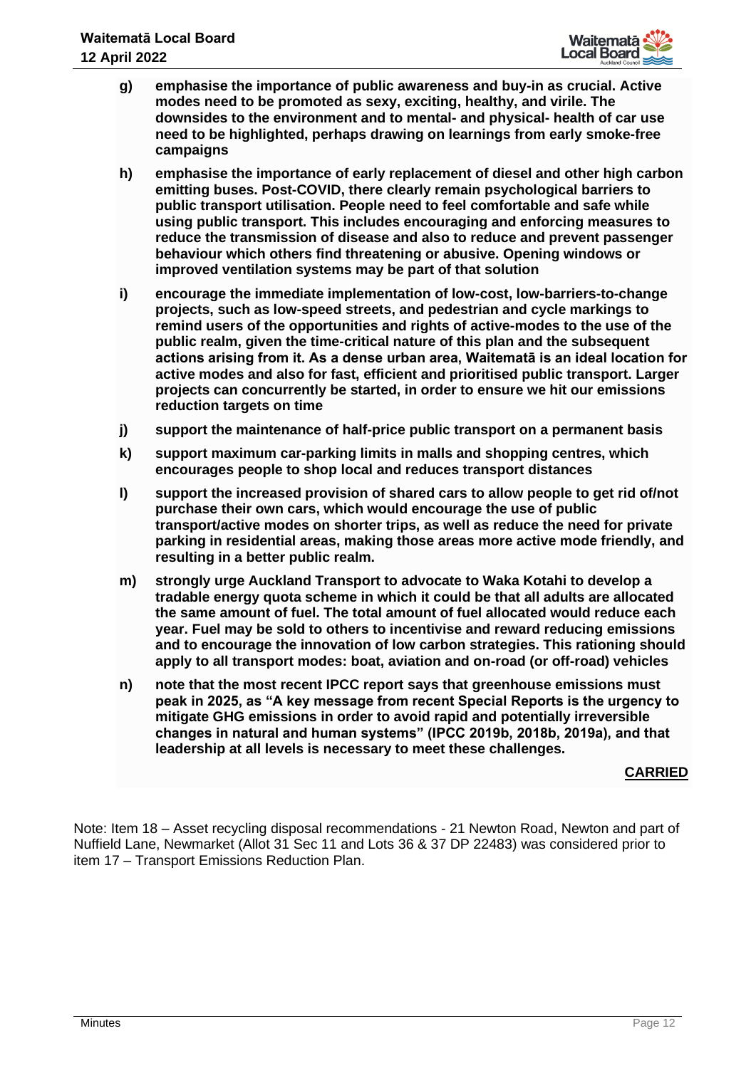g) **emphasise the importance of public awareness and buy-in as crucial. Active modes need to be promoted as sexy, exciting, healthy, and virile. The downsides to the environment and to mental- and physical- health of car use need to be highlighted, perhaps drawing on learnings from early smoke-free campaigns**

h) **emphasise the importance of early replacement of diesel and other high carbon emitting buses. Post-COVID, there clearly remain psychological barriers to public transport utilisation. People need to feel comfortable and safe while using public transport. This includes encouraging and enforcing measures to reduce the transmission of disease and also to reduce and prevent passenger behaviour which others find threatening or abusive. Opening windows or improved ventilation systems may be part of that solution**

i) **encourage the immediate implementation of low-cost, low-barriers-to-change projects, such as low-speed streets, and pedestrian and cycle markings to remind users of the opportunities and rights of active-modes to the use of the public realm, given the time-critical nature of this plan and the subsequent actions arising from it. As a dense urban area, Waitematā is an ideal location for active modes and also for fast, efficient and prioritised public transport. Larger projects can concurrently be started, in order to ensure we hit our emissions reduction targets on time**

j) **support the maintenance of half-price public transport on a permanent basis**

k) **support maximum car-parking limits in malls and shopping centres, which encourages people to shop local and reduces transport distances**

l) **support the increased provision of shared cars to allow people to get rid of/not purchase their own cars, which would encourage the use of public transport/active modes on shorter trips, as well as reduce the need for private parking in residential areas, making those areas more active mode friendly, and resulting in a better public realm.**

m) **strongly urge Auckland Transport to advocate to Waka Kotahi to develop a tradable energy quota scheme in which it could be that all adults are allocated the same amount of fuel. The total amount of fuel allocated would reduce each year. Fuel may be sold to others to incentivise and reward reducing emissions and to encourage the innovation of low carbon strategies. This rationing should apply to all transport modes: boat, aviation and on-road (or off-road) vehicles**

n) **note that the most recent IPCC report says that greenhouse emissions must peak in 2025, as "A key message from recent Special Reports is the urgency to mitigate GHG emissions in order to avoid rapid and potentially irreversible changes in natural and human systems" (IPCC 2019b, 2018b, 2019a), and that leadership at all levels is necessary to meet these challenges.**

**CARRIED**

Note: Item 18 – Asset recycling disposal recommendations - 21 Newton Road, Newton and part of Nuffield Lane, Newmarket (Allot 31 Sec 11 and Lots 36 & 37 DP 22483) was considered prior to item 17 – Transport Emissions Reduction Plan.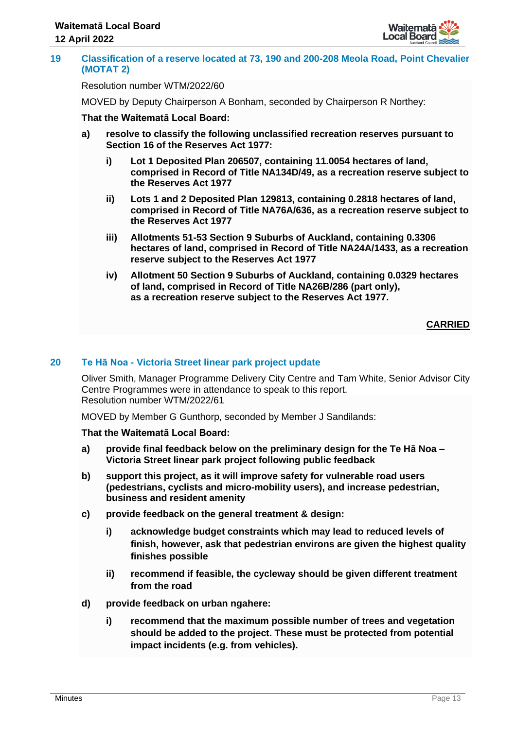## 19 Classification of a reserve located at 73, 190 and 200-208 Meola Road, Point Chevalier (MOTAT 2)

Resolution number WTM/2022/60

MOVED by Deputy Chairperson A Bonham, seconded by Chairperson R Northey:

**That the Waitematā Local Board:**

**a) resolve to classify the following unclassified recreation reserves pursuant to Section 16 of the Reserves Act 1977:**

**i) Lot 1 Deposited Plan 206507, containing 11.0054 hectares of land, comprised in Record of Title NA134D/49, as a recreation reserve subject to the Reserves Act 1977**

**ii) Lots 1 and 2 Deposited Plan 129813, containing 0.2818 hectares of land, comprised in Record of Title NA76A/636, as a recreation reserve subject to the Reserves Act 1977**

**iii) Allotments 51-53 Section 9 Suburbs of Auckland, containing 0.3306 hectares of land, comprised in Record of Title NA24A/1433, as a recreation reserve subject to the Reserves Act 1977**

**iv) Allotment 50 Section 9 Suburbs of Auckland, containing 0.0329 hectares of land, comprised in Record of Title NA26B/286 (part only), as a recreation reserve subject to the Reserves Act 1977.**

**CARRIED**

## 20 Te Hā Noa - Victoria Street linear park project update

Oliver Smith, Manager Programme Delivery City Centre and Tam White, Senior Advisor City Centre Programmes were in attendance to speak to this report.
Resolution number WTM/2022/61

MOVED by Member G Gunthorp, seconded by Member J Sandilands:

**That the Waitematā Local Board:**

**a) provide final feedback below on the preliminary design for the Te Hā Noa – Victoria Street linear park project following public feedback**

**b) support this project, as it will improve safety for vulnerable road users (pedestrians, cyclists and micro-mobility users), and increase pedestrian, business and resident amenity**

**c) provide feedback on the general treatment & design:**

**i) acknowledge budget constraints which may lead to reduced levels of finish, however, ask that pedestrian environs are given the highest quality finishes possible**

**ii) recommend if feasible, the cycleway should be given different treatment from the road**

**d) provide feedback on urban ngahere:**

**i) recommend that the maximum possible number of trees and vegetation should be added to the project. These must be protected from potential impact incidents (e.g. from vehicles).**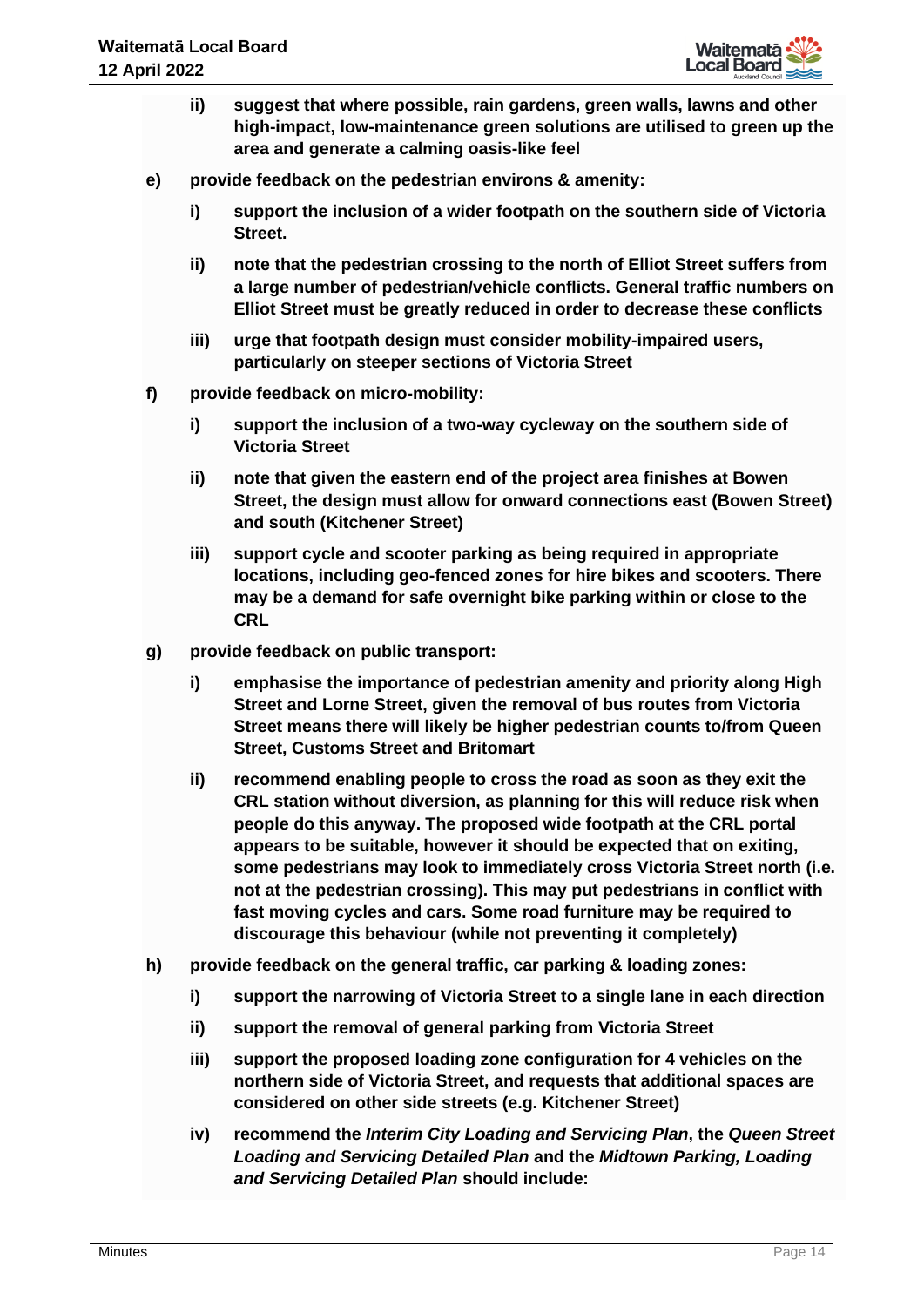ii) **suggest that where possible, rain gardens, green walls, lawns and other high-impact, low-maintenance green solutions are utilised to green up the area and generate a calming oasis-like feel**

e) **provide feedback on the pedestrian environs & amenity:**

   i) **support the inclusion of a wider footpath on the southern side of Victoria Street.**

   ii) **note that the pedestrian crossing to the north of Elliot Street suffers from a large number of pedestrian/vehicle conflicts. General traffic numbers on Elliot Street must be greatly reduced in order to decrease these conflicts**

   iii) **urge that footpath design must consider mobility-impaired users, particularly on steeper sections of Victoria Street**

f) **provide feedback on micro-mobility:**

   i) **support the inclusion of a two-way cycleway on the southern side of Victoria Street**

   ii) **note that given the eastern end of the project area finishes at Bowen Street, the design must allow for onward connections east (Bowen Street) and south (Kitchener Street)**

   iii) **support cycle and scooter parking as being required in appropriate locations, including geo-fenced zones for hire bikes and scooters. There may be a demand for safe overnight bike parking within or close to the CRL**

g) **provide feedback on public transport:**

   i) **emphasise the importance of pedestrian amenity and priority along High Street and Lorne Street, given the removal of bus routes from Victoria Street means there will likely be higher pedestrian counts to/from Queen Street, Customs Street and Britomart**

   ii) **recommend enabling people to cross the road as soon as they exit the CRL station without diversion, as planning for this will reduce risk when people do this anyway. The proposed wide footpath at the CRL portal appears to be suitable, however it should be expected that on exiting, some pedestrians may look to immediately cross Victoria Street north (i.e. not at the pedestrian crossing). This may put pedestrians in conflict with fast moving cycles and cars. Some road furniture may be required to discourage this behaviour (while not preventing it completely)**

h) **provide feedback on the general traffic, car parking & loading zones:**

   i) **support the narrowing of Victoria Street to a single lane in each direction**

   ii) **support the removal of general parking from Victoria Street**

   iii) **support the proposed loading zone configuration for 4 vehicles on the northern side of Victoria Street, and requests that additional spaces are considered on other side streets (e.g. Kitchener Street)**

   iv) **recommend the *Interim City Loading and Servicing Plan*, the *Queen Street Loading and Servicing Detailed Plan* and the *Midtown Parking, Loading and Servicing Detailed Plan* should include:**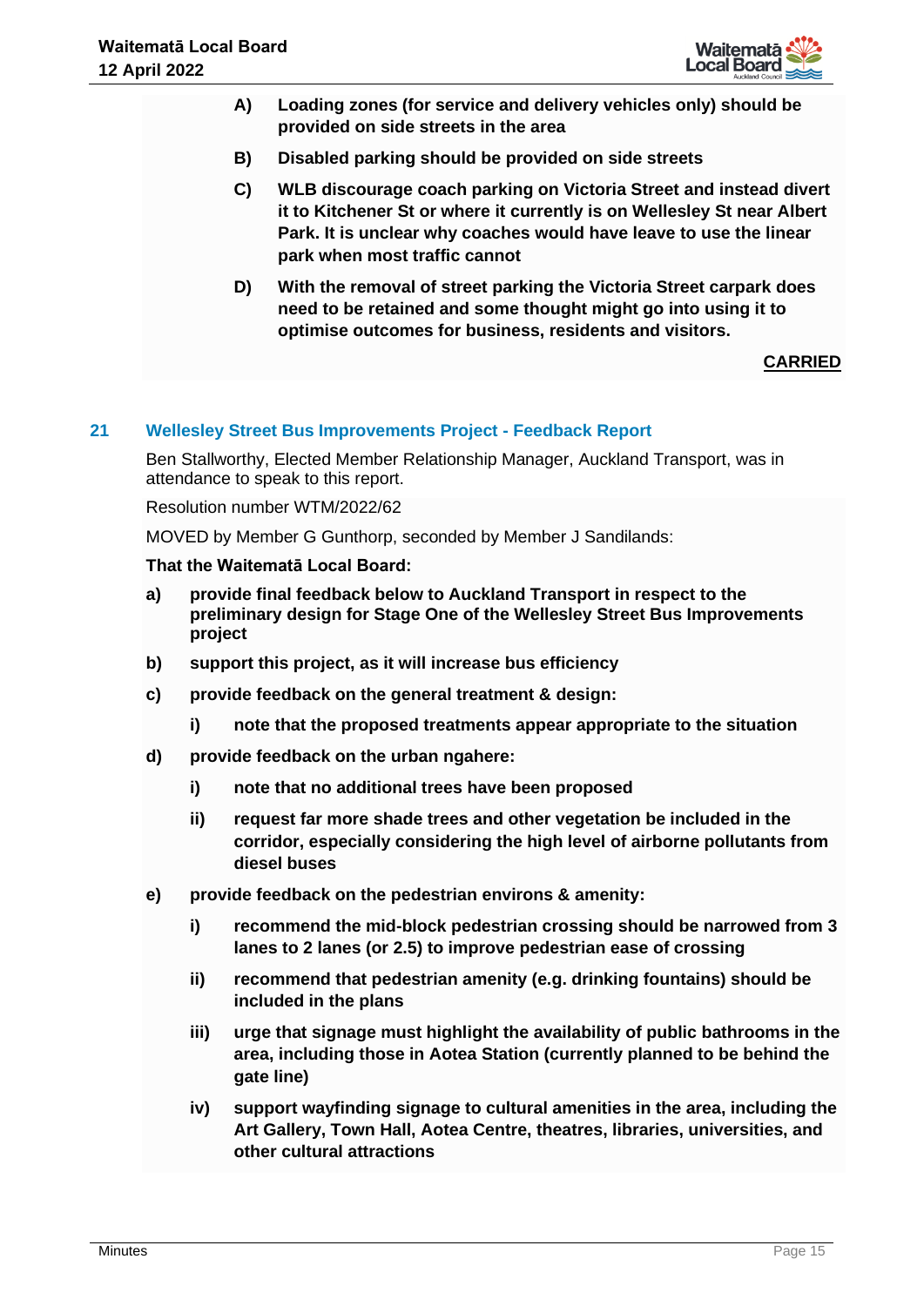**A) Loading zones (for service and delivery vehicles only) should be provided on side streets in the area**

**B) Disabled parking should be provided on side streets**

**C) WLB discourage coach parking on Victoria Street and instead divert it to Kitchener St or where it currently is on Wellesley St near Albert Park. It is unclear why coaches would have leave to use the linear park when most traffic cannot**

**D) With the removal of street parking the Victoria Street carpark does need to be retained and some thought might go into using it to optimise outcomes for business, residents and visitors.**

**CARRIED**

## 21 Wellesley Street Bus Improvements Project - Feedback Report

Ben Stallworthy, Elected Member Relationship Manager, Auckland Transport, was in attendance to speak to this report.

Resolution number WTM/2022/62

MOVED by Member G Gunthorp, seconded by Member J Sandilands:

**That the Waitematā Local Board:**

**a) provide final feedback below to Auckland Transport in respect to the preliminary design for Stage One of the Wellesley Street Bus Improvements project**

**b) support this project, as it will increase bus efficiency**

**c) provide feedback on the general treatment & design:**

- **i) note that the proposed treatments appear appropriate to the situation**

**d) provide feedback on the urban ngahere:**

- **i) note that no additional trees have been proposed**
- **ii) request far more shade trees and other vegetation be included in the corridor, especially considering the high level of airborne pollutants from diesel buses**

**e) provide feedback on the pedestrian environs & amenity:**

- **i) recommend the mid-block pedestrian crossing should be narrowed from 3 lanes to 2 lanes (or 2.5) to improve pedestrian ease of crossing**
- **ii) recommend that pedestrian amenity (e.g. drinking fountains) should be included in the plans**
- **iii) urge that signage must highlight the availability of public bathrooms in the area, including those in Aotea Station (currently planned to be behind the gate line)**
- **iv) support wayfinding signage to cultural amenities in the area, including the Art Gallery, Town Hall, Aotea Centre, theatres, libraries, universities, and other cultural attractions**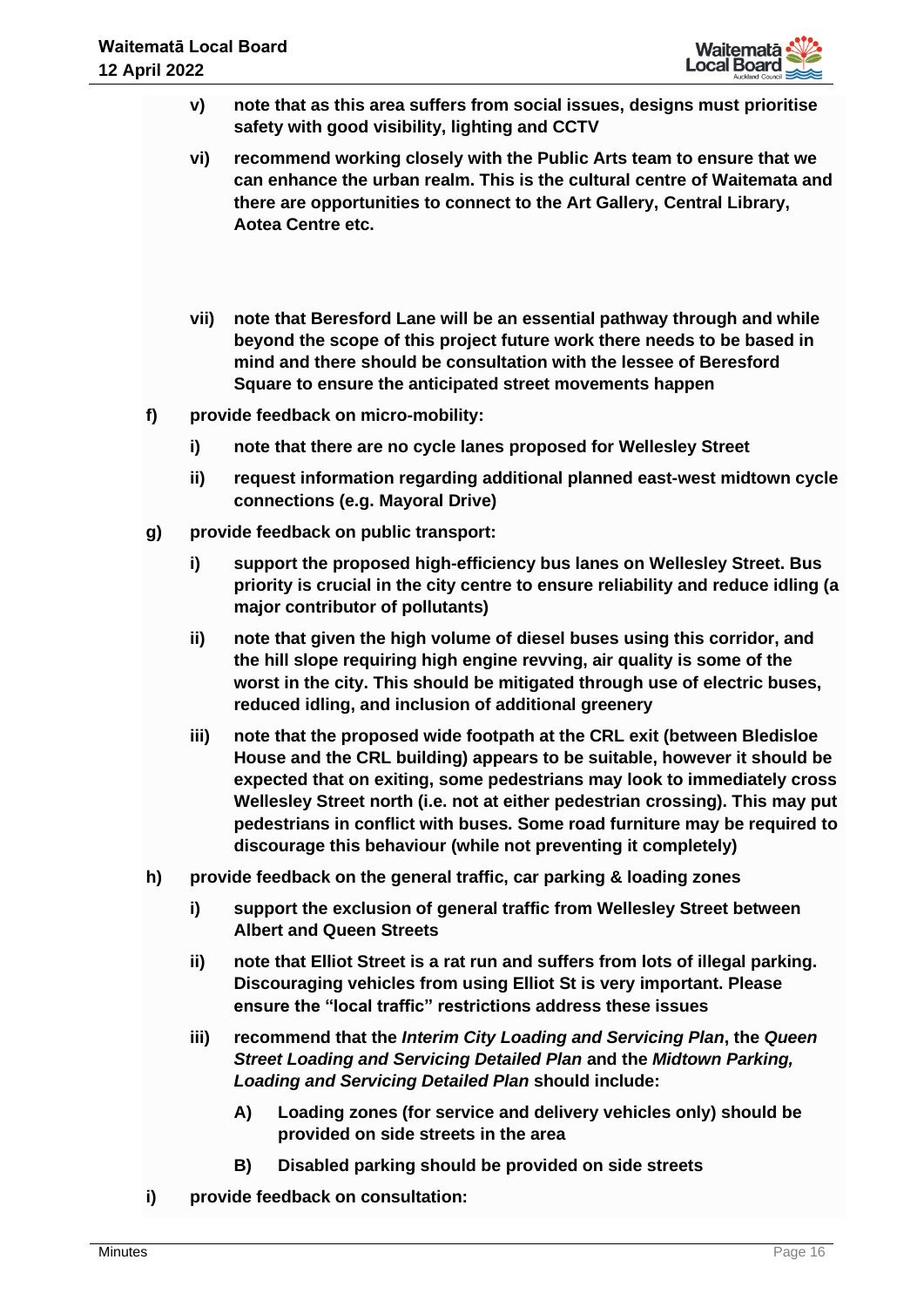v) **note that as this area suffers from social issues, designs must prioritise safety with good visibility, lighting and CCTV**

vi) **recommend working closely with the Public Arts team to ensure that we can enhance the urban realm. This is the cultural centre of Waitemata and there are opportunities to connect to the Art Gallery, Central Library, Aotea Centre etc.**

vii) **note that Beresford Lane will be an essential pathway through and while beyond the scope of this project future work there needs to be based in mind and there should be consultation with the lessee of Beresford Square to ensure the anticipated street movements happen**

f) **provide feedback on micro-mobility:**

i) **note that there are no cycle lanes proposed for Wellesley Street**

ii) **request information regarding additional planned east-west midtown cycle connections (e.g. Mayoral Drive)**

g) **provide feedback on public transport:**

i) **support the proposed high-efficiency bus lanes on Wellesley Street. Bus priority is crucial in the city centre to ensure reliability and reduce idling (a major contributor of pollutants)**

ii) **note that given the high volume of diesel buses using this corridor, and the hill slope requiring high engine revving, air quality is some of the worst in the city. This should be mitigated through use of electric buses, reduced idling, and inclusion of additional greenery**

iii) **note that the proposed wide footpath at the CRL exit (between Bledisloe House and the CRL building) appears to be suitable, however it should be expected that on exiting, some pedestrians may look to immediately cross Wellesley Street north (i.e. not at either pedestrian crossing). This may put pedestrians in conflict with buses. Some road furniture may be required to discourage this behaviour (while not preventing it completely)**

h) **provide feedback on the general traffic, car parking & loading zones**

i) **support the exclusion of general traffic from Wellesley Street between Albert and Queen Streets**

ii) **note that Elliot Street is a rat run and suffers from lots of illegal parking. Discouraging vehicles from using Elliot St is very important. Please ensure the "local traffic" restrictions address these issues**

iii) **recommend that the *Interim City Loading and Servicing Plan*, the *Queen Street Loading and Servicing Detailed Plan* and the *Midtown Parking, Loading and Servicing Detailed Plan* should include:**

A) **Loading zones (for service and delivery vehicles only) should be provided on side streets in the area**

B) **Disabled parking should be provided on side streets**

i) **provide feedback on consultation:**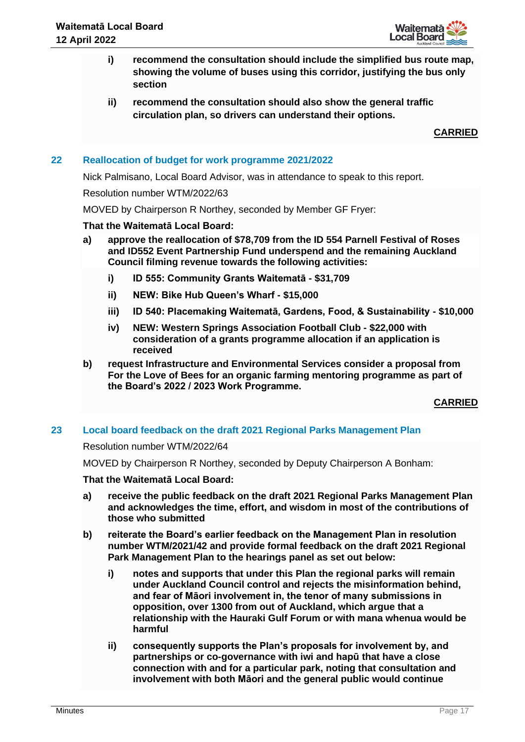- **i) recommend the consultation should include the simplified bus route map, showing the volume of buses using this corridor, justifying the bus only section**
- **ii) recommend the consultation should also show the general traffic circulation plan, so drivers can understand their options.**

**CARRIED**

## 22 Reallocation of budget for work programme 2021/2022

Nick Palmisano, Local Board Advisor, was in attendance to speak to this report.

Resolution number WTM/2022/63

MOVED by Chairperson R Northey, seconded by Member GF Fryer:

**That the Waitematā Local Board:**

**a) approve the reallocation of $78,709 from the ID 554 Parnell Festival of Roses and ID552 Event Partnership Fund underspend and the remaining Auckland Council filming revenue towards the following activities:**

- **i) ID 555: Community Grants Waitematā - $31,709**
- **ii) NEW: Bike Hub Queen's Wharf - $15,000**
- **iii) ID 540: Placemaking Waitematā, Gardens, Food, & Sustainability - $10,000**
- **iv) NEW: Western Springs Association Football Club - $22,000 with consideration of a grants programme allocation if an application is received**

**b) request Infrastructure and Environmental Services consider a proposal from For the Love of Bees for an organic farming mentoring programme as part of the Board's 2022 / 2023 Work Programme.**

**CARRIED**

## 23 Local board feedback on the draft 2021 Regional Parks Management Plan

Resolution number WTM/2022/64

MOVED by Chairperson R Northey, seconded by Deputy Chairperson A Bonham:

**That the Waitematā Local Board:**

**a) receive the public feedback on the draft 2021 Regional Parks Management Plan and acknowledges the time, effort, and wisdom in most of the contributions of those who submitted**

**b) reiterate the Board's earlier feedback on the Management Plan in resolution number WTM/2021/42 and provide formal feedback on the draft 2021 Regional Park Management Plan to the hearings panel as set out below:**

- **i) notes and supports that under this Plan the regional parks will remain under Auckland Council control and rejects the misinformation behind, and fear of Māori involvement in, the tenor of many submissions in opposition, over 1300 from out of Auckland, which argue that a relationship with the Hauraki Gulf Forum or with mana whenua would be harmful**
- **ii) consequently supports the Plan's proposals for involvement by, and partnerships or co-governance with iwi and hapū that have a close connection with and for a particular park, noting that consultation and involvement with both Māori and the general public would continue**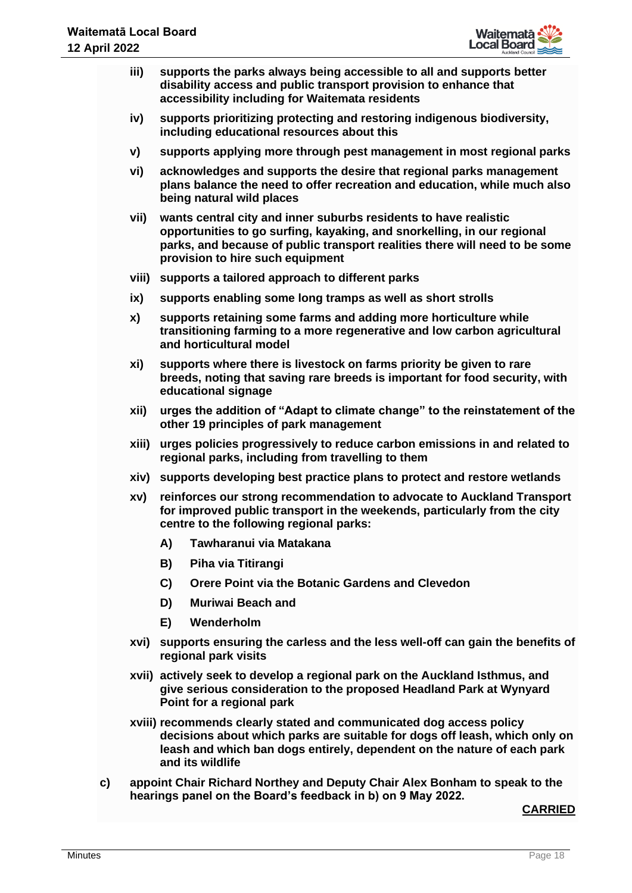**iii) supports the parks always being accessible to all and supports better disability access and public transport provision to enhance that accessibility including for Waitemata residents**

**iv) supports prioritizing protecting and restoring indigenous biodiversity, including educational resources about this**

**v) supports applying more through pest management in most regional parks**

**vi) acknowledges and supports the desire that regional parks management plans balance the need to offer recreation and education, while much also being natural wild places**

**vii) wants central city and inner suburbs residents to have realistic opportunities to go surfing, kayaking, and snorkelling, in our regional parks, and because of public transport realities there will need to be some provision to hire such equipment**

**viii) supports a tailored approach to different parks**

**ix) supports enabling some long tramps as well as short strolls**

**x) supports retaining some farms and adding more horticulture while transitioning farming to a more regenerative and low carbon agricultural and horticultural model**

**xi) supports where there is livestock on farms priority be given to rare breeds, noting that saving rare breeds is important for food security, with educational signage**

**xii) urges the addition of "Adapt to climate change" to the reinstatement of the other 19 principles of park management**

**xiii) urges policies progressively to reduce carbon emissions in and related to regional parks, including from travelling to them**

**xiv) supports developing best practice plans to protect and restore wetlands**

**xv) reinforces our strong recommendation to advocate to Auckland Transport for improved public transport in the weekends, particularly from the city centre to the following regional parks:**

**A) Tawharanui via Matakana**

**B) Piha via Titirangi**

**C) Orere Point via the Botanic Gardens and Clevedon**

**D) Muriwai Beach and**

**E) Wenderholm**

**xvi) supports ensuring the carless and the less well-off can gain the benefits of regional park visits**

**xvii) actively seek to develop a regional park on the Auckland Isthmus, and give serious consideration to the proposed Headland Park at Wynyard Point for a regional park**

**xviii) recommends clearly stated and communicated dog access policy decisions about which parks are suitable for dogs off leash, which only on leash and which ban dogs entirely, dependent on the nature of each park and its wildlife**

**c) appoint Chair Richard Northey and Deputy Chair Alex Bonham to speak to the hearings panel on the Board's feedback in b) on 9 May 2022.**

**CARRIED**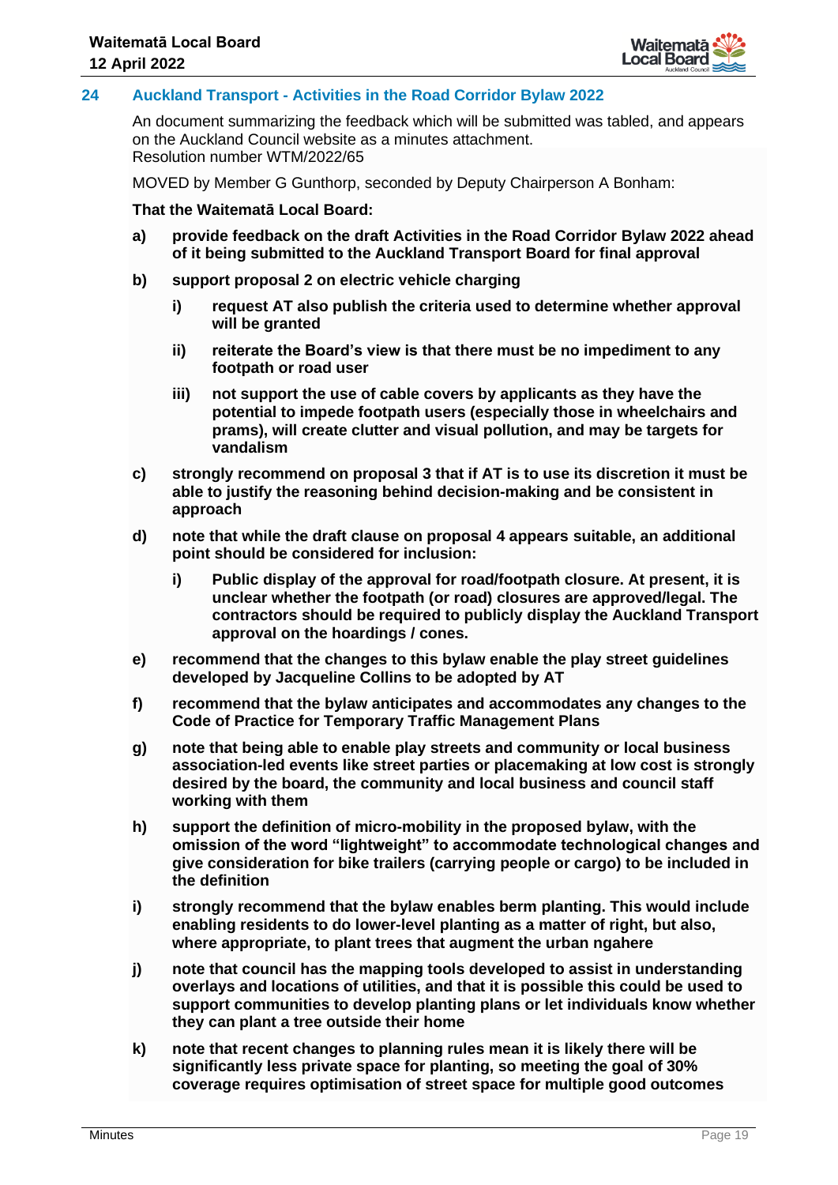## 24 Auckland Transport - Activities in the Road Corridor Bylaw 2022

An document summarizing the feedback which will be submitted was tabled, and appears on the Auckland Council website as a minutes attachment.
Resolution number WTM/2022/65

MOVED by Member G Gunthorp, seconded by Deputy Chairperson A Bonham:

**That the Waitematā Local Board:**

**a) provide feedback on the draft Activities in the Road Corridor Bylaw 2022 ahead of it being submitted to the Auckland Transport Board for final approval**

**b) support proposal 2 on electric vehicle charging**

  **i) request AT also publish the criteria used to determine whether approval will be granted**

  **ii) reiterate the Board's view is that there must be no impediment to any footpath or road user**

  **iii) not support the use of cable covers by applicants as they have the potential to impede footpath users (especially those in wheelchairs and prams), will create clutter and visual pollution, and may be targets for vandalism**

**c) strongly recommend on proposal 3 that if AT is to use its discretion it must be able to justify the reasoning behind decision-making and be consistent in approach**

**d) note that while the draft clause on proposal 4 appears suitable, an additional point should be considered for inclusion:**

  **i) Public display of the approval for road/footpath closure. At present, it is unclear whether the footpath (or road) closures are approved/legal. The contractors should be required to publicly display the Auckland Transport approval on the hoardings / cones.**

**e) recommend that the changes to this bylaw enable the play street guidelines developed by Jacqueline Collins to be adopted by AT**

**f) recommend that the bylaw anticipates and accommodates any changes to the Code of Practice for Temporary Traffic Management Plans**

**g) note that being able to enable play streets and community or local business association-led events like street parties or placemaking at low cost is strongly desired by the board, the community and local business and council staff working with them**

**h) support the definition of micro-mobility in the proposed bylaw, with the omission of the word "lightweight" to accommodate technological changes and give consideration for bike trailers (carrying people or cargo) to be included in the definition**

**i) strongly recommend that the bylaw enables berm planting. This would include enabling residents to do lower-level planting as a matter of right, but also, where appropriate, to plant trees that augment the urban ngahere**

**j) note that council has the mapping tools developed to assist in understanding overlays and locations of utilities, and that it is possible this could be used to support communities to develop planting plans or let individuals know whether they can plant a tree outside their home**

**k) note that recent changes to planning rules mean it is likely there will be significantly less private space for planting, so meeting the goal of 30% coverage requires optimisation of street space for multiple good outcomes**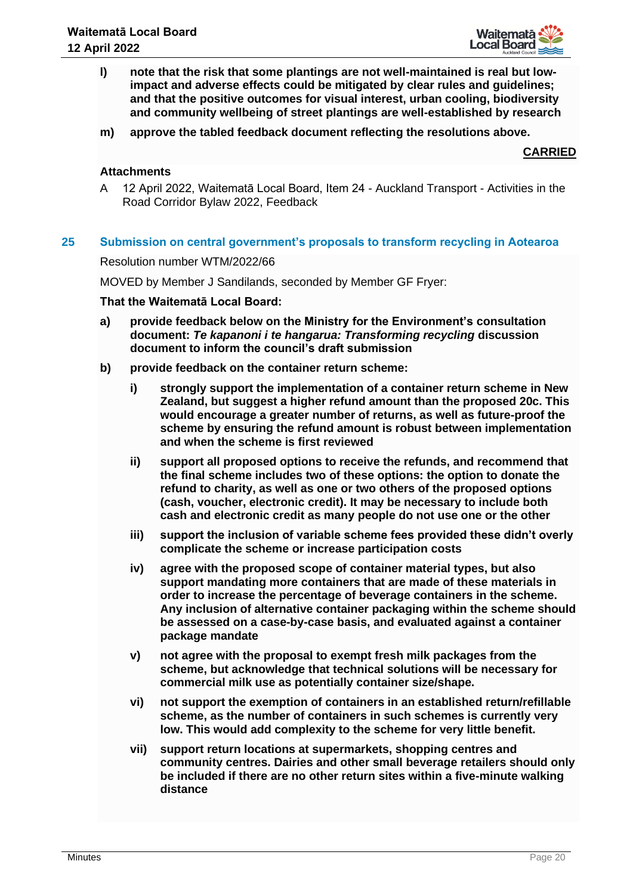l) **note that the risk that some plantings are not well-maintained is real but low-impact and adverse effects could be mitigated by clear rules and guidelines; and that the positive outcomes for visual interest, urban cooling, biodiversity and community wellbeing of street plantings are well-established by research**

m) **approve the tabled feedback document reflecting the resolutions above.**

**CARRIED**

**Attachments**

A 12 April 2022, Waitematā Local Board, Item 24 - Auckland Transport - Activities in the Road Corridor Bylaw 2022, Feedback

## 25 Submission on central government's proposals to transform recycling in Aotearoa

Resolution number WTM/2022/66

MOVED by Member J Sandilands, seconded by Member GF Fryer:

**That the Waitematā Local Board:**

a) **provide feedback below on the Ministry for the Environment's consultation document: *Te kapanoni i te hangarua: Transforming recycling* discussion document to inform the council's draft submission**

b) **provide feedback on the container return scheme:**

   i) **strongly support the implementation of a container return scheme in New Zealand, but suggest a higher refund amount than the proposed 20c. This would encourage a greater number of returns, as well as future-proof the scheme by ensuring the refund amount is robust between implementation and when the scheme is first reviewed**

   ii) **support all proposed options to receive the refunds, and recommend that the final scheme includes two of these options: the option to donate the refund to charity, as well as one or two others of the proposed options (cash, voucher, electronic credit). It may be necessary to include both cash and electronic credit as many people do not use one or the other**

   iii) **support the inclusion of variable scheme fees provided these didn't overly complicate the scheme or increase participation costs**

   iv) **agree with the proposed scope of container material types, but also support mandating more containers that are made of these materials in order to increase the percentage of beverage containers in the scheme. Any inclusion of alternative container packaging within the scheme should be assessed on a case-by-case basis, and evaluated against a container package mandate**

   v) **not agree with the proposal to exempt fresh milk packages from the scheme, but acknowledge that technical solutions will be necessary for commercial milk use as potentially container size/shape.**

   vi) **not support the exemption of containers in an established return/refillable scheme, as the number of containers in such schemes is currently very low. This would add complexity to the scheme for very little benefit.**

   vii) **support return locations at supermarkets, shopping centres and community centres. Dairies and other small beverage retailers should only be included if there are no other return sites within a five-minute walking distance**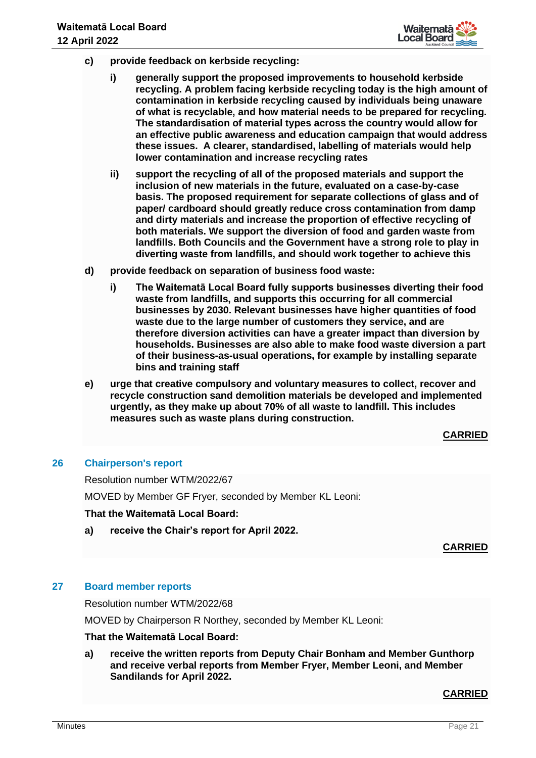**c) provide feedback on kerbside recycling:**

**i) generally support the proposed improvements to household kerbside recycling. A problem facing kerbside recycling today is the high amount of contamination in kerbside recycling caused by individuals being unaware of what is recyclable, and how material needs to be prepared for recycling. The standardisation of material types across the country would allow for an effective public awareness and education campaign that would address these issues. A clearer, standardised, labelling of materials would help lower contamination and increase recycling rates**

**ii) support the recycling of all of the proposed materials and support the inclusion of new materials in the future, evaluated on a case-by-case basis. The proposed requirement for separate collections of glass and of paper/ cardboard should greatly reduce cross contamination from damp and dirty materials and increase the proportion of effective recycling of both materials. We support the diversion of food and garden waste from landfills. Both Councils and the Government have a strong role to play in diverting waste from landfills, and should work together to achieve this**

**d) provide feedback on separation of business food waste:**

**i) The Waitematā Local Board fully supports businesses diverting their food waste from landfills, and supports this occurring for all commercial businesses by 2030. Relevant businesses have higher quantities of food waste due to the large number of customers they service, and are therefore diversion activities can have a greater impact than diversion by households. Businesses are also able to make food waste diversion a part of their business-as-usual operations, for example by installing separate bins and training staff**

**e) urge that creative compulsory and voluntary measures to collect, recover and recycle construction sand demolition materials be developed and implemented urgently, as they make up about 70% of all waste to landfill. This includes measures such as waste plans during construction.**

**CARRIED**

## 26 Chairperson's report

Resolution number WTM/2022/67

MOVED by Member GF Fryer, seconded by Member KL Leoni:

**That the Waitematā Local Board:**

**a) receive the Chair's report for April 2022.**

**CARRIED**

## 27 Board member reports

Resolution number WTM/2022/68

MOVED by Chairperson R Northey, seconded by Member KL Leoni:

**That the Waitematā Local Board:**

**a) receive the written reports from Deputy Chair Bonham and Member Gunthorp and receive verbal reports from Member Fryer, Member Leoni, and Member Sandilands for April 2022.**

**CARRIED**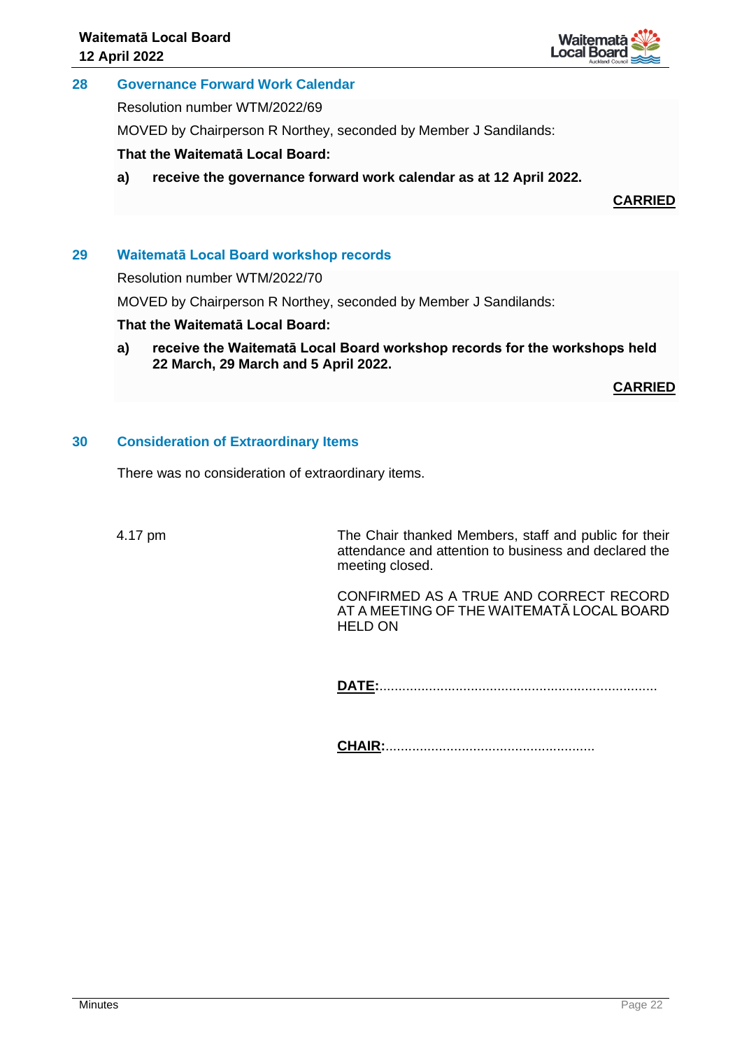## 28 Governance Forward Work Calendar

Resolution number WTM/2022/69

MOVED by Chairperson R Northey, seconded by Member J Sandilands:

**That the Waitematā Local Board:**

**a) receive the governance forward work calendar as at 12 April 2022.**

**CARRIED**

## 29 Waitematā Local Board workshop records

Resolution number WTM/2022/70

MOVED by Chairperson R Northey, seconded by Member J Sandilands:

**That the Waitematā Local Board:**

**a) receive the Waitematā Local Board workshop records for the workshops held 22 March, 29 March and 5 April 2022.**

**CARRIED**

## 30 Consideration of Extraordinary Items

There was no consideration of extraordinary items.

4.17 pm

The Chair thanked Members, staff and public for their attendance and attention to business and declared the meeting closed.

CONFIRMED AS A TRUE AND CORRECT RECORD AT A MEETING OF THE WAITEMATĀ LOCAL BOARD HELD ON

**DATE:**.........................................................................

**CHAIR:**.......................................................